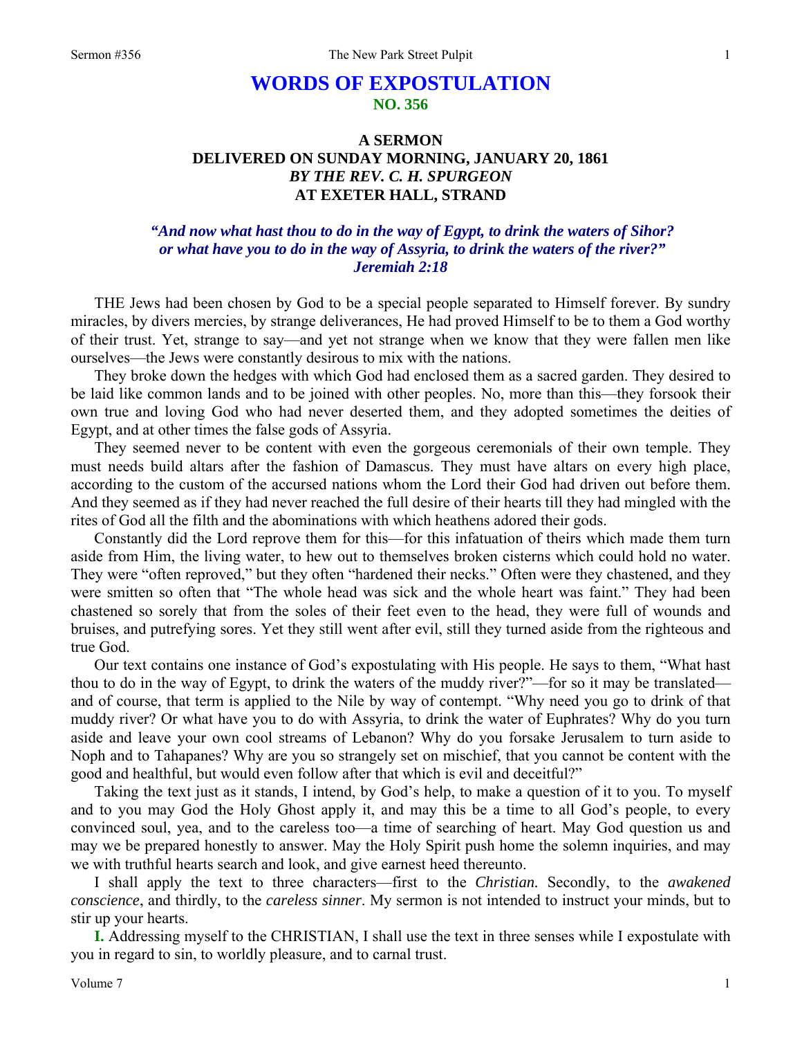# WORDS OF EXPOSTULATION
## NO. 356

### A SERMON
### DELIVERED ON SUNDAY MORNING, JANUARY 20, 1861
### *BY THE REV. C. H. SPURGEON*
### AT EXETER HALL, STRAND

***"And now what hast thou to do in the way of Egypt, to drink the waters of Sihor? or what have you to do in the way of Assyria, to drink the waters of the river?" Jeremiah 2:18***

THE Jews had been chosen by God to be a special people separated to Himself forever. By sundry miracles, by divers mercies, by strange deliverances, He had proved Himself to be to them a God worthy of their trust. Yet, strange to say—and yet not strange when we know that they were fallen men like ourselves—the Jews were constantly desirous to mix with the nations.

They broke down the hedges with which God had enclosed them as a sacred garden. They desired to be laid like common lands and to be joined with other peoples. No, more than this—they forsook their own true and loving God who had never deserted them, and they adopted sometimes the deities of Egypt, and at other times the false gods of Assyria.

They seemed never to be content with even the gorgeous ceremonials of their own temple. They must needs build altars after the fashion of Damascus. They must have altars on every high place, according to the custom of the accursed nations whom the Lord their God had driven out before them. And they seemed as if they had never reached the full desire of their hearts till they had mingled with the rites of God all the filth and the abominations with which heathens adored their gods.

Constantly did the Lord reprove them for this—for this infatuation of theirs which made them turn aside from Him, the living water, to hew out to themselves broken cisterns which could hold no water. They were "often reproved," but they often "hardened their necks." Often were they chastened, and they were smitten so often that "The whole head was sick and the whole heart was faint." They had been chastened so sorely that from the soles of their feet even to the head, they were full of wounds and bruises, and putrefying sores. Yet they still went after evil, still they turned aside from the righteous and true God.

Our text contains one instance of God's expostulating with His people. He says to them, "What hast thou to do in the way of Egypt, to drink the waters of the muddy river?"—for so it may be translated—and of course, that term is applied to the Nile by way of contempt. "Why need you go to drink of that muddy river? Or what have you to do with Assyria, to drink the water of Euphrates? Why do you turn aside and leave your own cool streams of Lebanon? Why do you forsake Jerusalem to turn aside to Noph and to Tahapanes? Why are you so strangely set on mischief, that you cannot be content with the good and healthful, but would even follow after that which is evil and deceitful?"

Taking the text just as it stands, I intend, by God's help, to make a question of it to you. To myself and to you may God the Holy Ghost apply it, and may this be a time to all God's people, to every convinced soul, yea, and to the careless too—a time of searching of heart. May God question us and may we be prepared honestly to answer. May the Holy Spirit push home the solemn inquiries, and may we with truthful hearts search and look, and give earnest heed thereunto.

I shall apply the text to three characters—first to the *Christian.* Secondly, to the *awakened conscience*, and thirdly, to the *careless sinner*. My sermon is not intended to instruct your minds, but to stir up your hearts.

**I.** Addressing myself to the CHRISTIAN, I shall use the text in three senses while I expostulate with you in regard to sin, to worldly pleasure, and to carnal trust.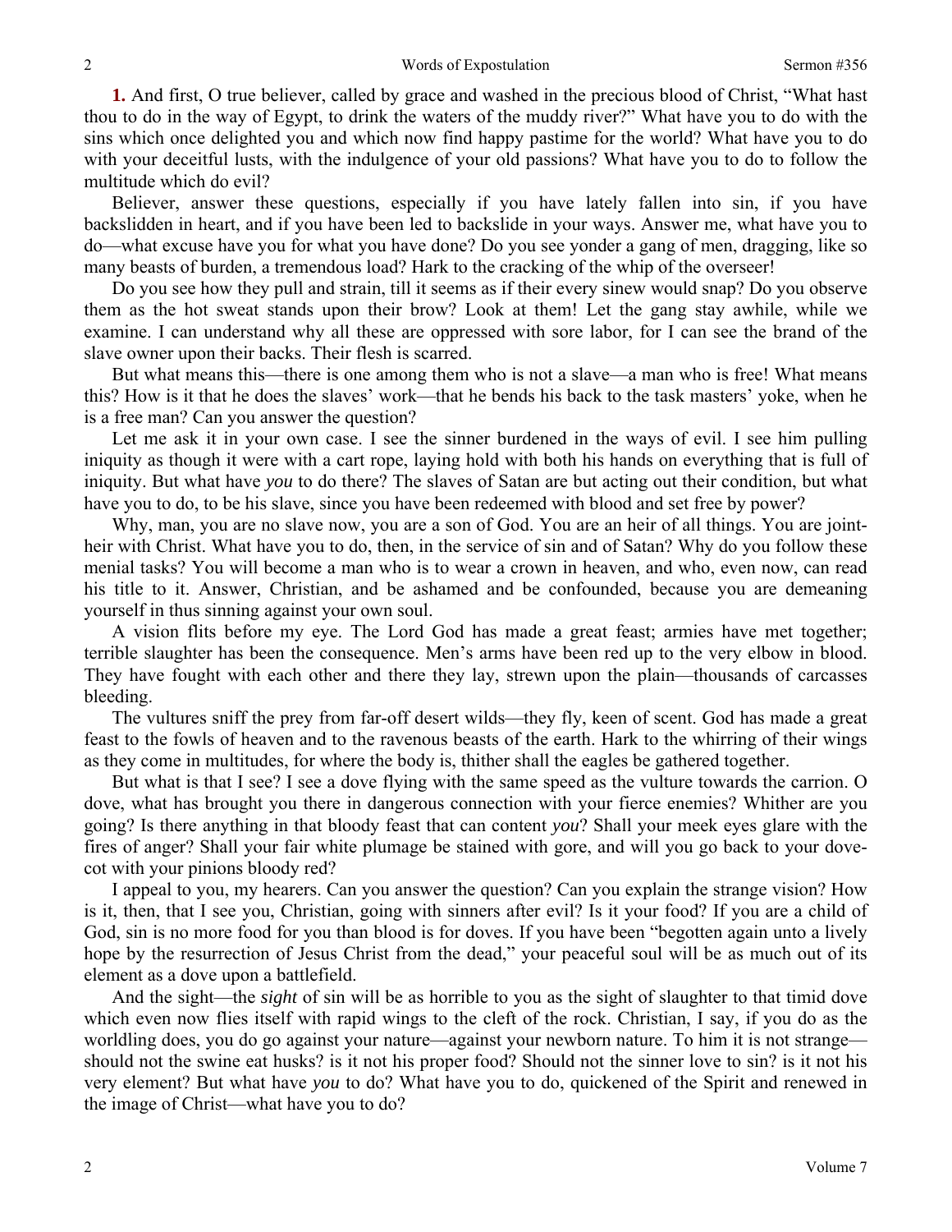**1.** And first, O true believer, called by grace and washed in the precious blood of Christ, "What hast thou to do in the way of Egypt, to drink the waters of the muddy river?" What have you to do with the sins which once delighted you and which now find happy pastime for the world? What have you to do with your deceitful lusts, with the indulgence of your old passions? What have you to do to follow the multitude which do evil?

Believer, answer these questions, especially if you have lately fallen into sin, if you have backslidden in heart, and if you have been led to backslide in your ways. Answer me, what have you to do—what excuse have you for what you have done? Do you see yonder a gang of men, dragging, like so many beasts of burden, a tremendous load? Hark to the cracking of the whip of the overseer!

Do you see how they pull and strain, till it seems as if their every sinew would snap? Do you observe them as the hot sweat stands upon their brow? Look at them! Let the gang stay awhile, while we examine. I can understand why all these are oppressed with sore labor, for I can see the brand of the slave owner upon their backs. Their flesh is scarred.

But what means this—there is one among them who is not a slave—a man who is free! What means this? How is it that he does the slaves' work—that he bends his back to the task masters' yoke, when he is a free man? Can you answer the question?

Let me ask it in your own case. I see the sinner burdened in the ways of evil. I see him pulling iniquity as though it were with a cart rope, laying hold with both his hands on everything that is full of iniquity. But what have *you* to do there? The slaves of Satan are but acting out their condition, but what have you to do, to be his slave, since you have been redeemed with blood and set free by power?

Why, man, you are no slave now, you are a son of God. You are an heir of all things. You are joint-heir with Christ. What have you to do, then, in the service of sin and of Satan? Why do you follow these menial tasks? You will become a man who is to wear a crown in heaven, and who, even now, can read his title to it. Answer, Christian, and be ashamed and be confounded, because you are demeaning yourself in thus sinning against your own soul.

A vision flits before my eye. The Lord God has made a great feast; armies have met together; terrible slaughter has been the consequence. Men's arms have been red up to the very elbow in blood. They have fought with each other and there they lay, strewn upon the plain—thousands of carcasses bleeding.

The vultures sniff the prey from far-off desert wilds—they fly, keen of scent. God has made a great feast to the fowls of heaven and to the ravenous beasts of the earth. Hark to the whirring of their wings as they come in multitudes, for where the body is, thither shall the eagles be gathered together.

But what is that I see? I see a dove flying with the same speed as the vulture towards the carrion. O dove, what has brought you there in dangerous connection with your fierce enemies? Whither are you going? Is there anything in that bloody feast that can content *you*? Shall your meek eyes glare with the fires of anger? Shall your fair white plumage be stained with gore, and will you go back to your dove-cot with your pinions bloody red?

I appeal to you, my hearers. Can you answer the question? Can you explain the strange vision? How is it, then, that I see you, Christian, going with sinners after evil? Is it your food? If you are a child of God, sin is no more food for you than blood is for doves. If you have been "begotten again unto a lively hope by the resurrection of Jesus Christ from the dead," your peaceful soul will be as much out of its element as a dove upon a battlefield.

And the sight—the *sight* of sin will be as horrible to you as the sight of slaughter to that timid dove which even now flies itself with rapid wings to the cleft of the rock. Christian, I say, if you do as the worldling does, you do go against your nature—against your newborn nature. To him it is not strange—should not the swine eat husks? is it not his proper food? Should not the sinner love to sin? is it not his very element? But what have *you* to do? What have you to do, quickened of the Spirit and renewed in the image of Christ—what have you to do?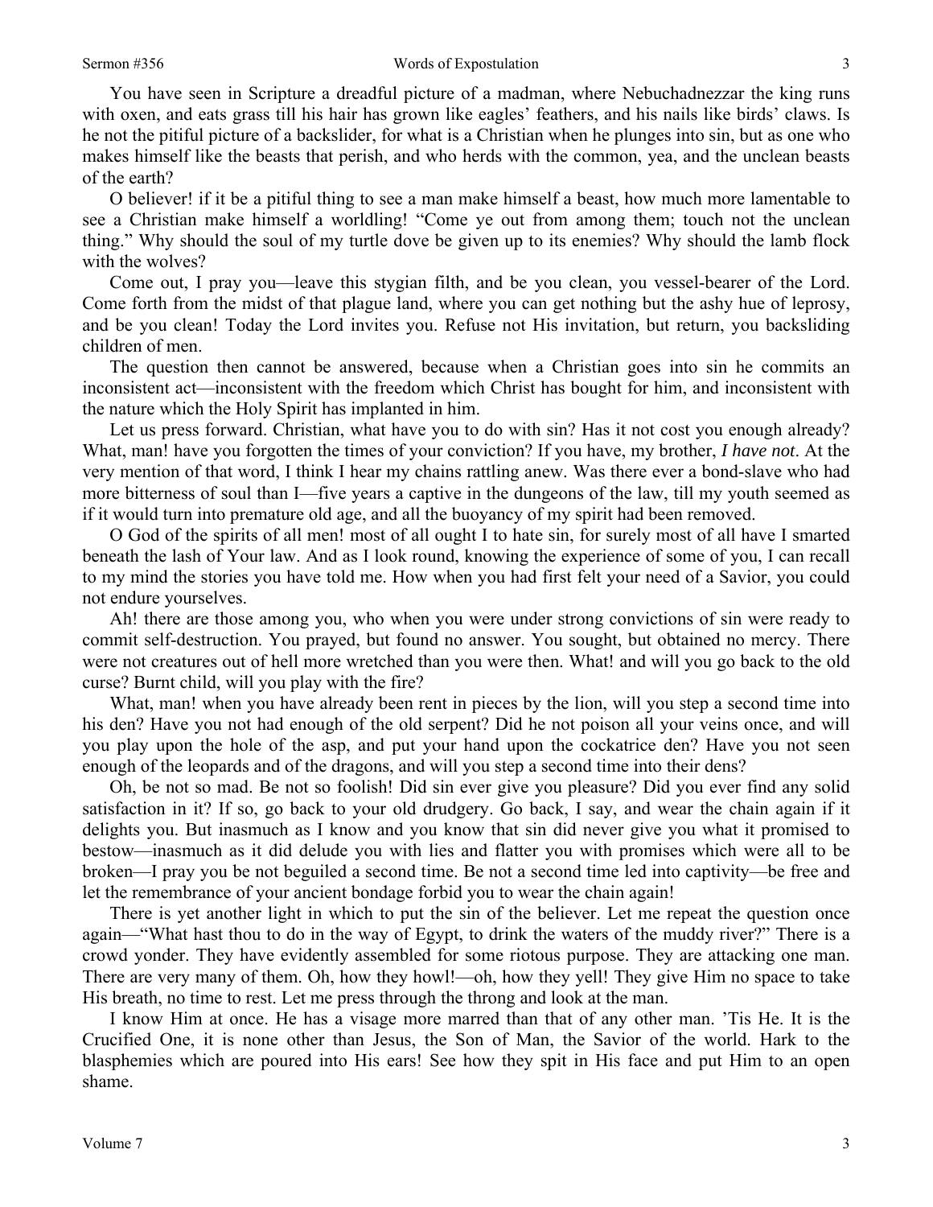You have seen in Scripture a dreadful picture of a madman, where Nebuchadnezzar the king runs with oxen, and eats grass till his hair has grown like eagles' feathers, and his nails like birds' claws. Is he not the pitiful picture of a backslider, for what is a Christian when he plunges into sin, but as one who makes himself like the beasts that perish, and who herds with the common, yea, and the unclean beasts of the earth?

O believer! if it be a pitiful thing to see a man make himself a beast, how much more lamentable to see a Christian make himself a worldling! "Come ye out from among them; touch not the unclean thing." Why should the soul of my turtle dove be given up to its enemies? Why should the lamb flock with the wolves?

Come out, I pray you—leave this stygian filth, and be you clean, you vessel-bearer of the Lord. Come forth from the midst of that plague land, where you can get nothing but the ashy hue of leprosy, and be you clean! Today the Lord invites you. Refuse not His invitation, but return, you backsliding children of men.

The question then cannot be answered, because when a Christian goes into sin he commits an inconsistent act—inconsistent with the freedom which Christ has bought for him, and inconsistent with the nature which the Holy Spirit has implanted in him.

Let us press forward. Christian, what have you to do with sin? Has it not cost you enough already? What, man! have you forgotten the times of your conviction? If you have, my brother, *I have not*. At the very mention of that word, I think I hear my chains rattling anew. Was there ever a bond-slave who had more bitterness of soul than I—five years a captive in the dungeons of the law, till my youth seemed as if it would turn into premature old age, and all the buoyancy of my spirit had been removed.

O God of the spirits of all men! most of all ought I to hate sin, for surely most of all have I smarted beneath the lash of Your law. And as I look round, knowing the experience of some of you, I can recall to my mind the stories you have told me. How when you had first felt your need of a Savior, you could not endure yourselves.

Ah! there are those among you, who when you were under strong convictions of sin were ready to commit self-destruction. You prayed, but found no answer. You sought, but obtained no mercy. There were not creatures out of hell more wretched than you were then. What! and will you go back to the old curse? Burnt child, will you play with the fire?

What, man! when you have already been rent in pieces by the lion, will you step a second time into his den? Have you not had enough of the old serpent? Did he not poison all your veins once, and will you play upon the hole of the asp, and put your hand upon the cockatrice den? Have you not seen enough of the leopards and of the dragons, and will you step a second time into their dens?

Oh, be not so mad. Be not so foolish! Did sin ever give you pleasure? Did you ever find any solid satisfaction in it? If so, go back to your old drudgery. Go back, I say, and wear the chain again if it delights you. But inasmuch as I know and you know that sin did never give you what it promised to bestow—inasmuch as it did delude you with lies and flatter you with promises which were all to be broken—I pray you be not beguiled a second time. Be not a second time led into captivity—be free and let the remembrance of your ancient bondage forbid you to wear the chain again!

There is yet another light in which to put the sin of the believer. Let me repeat the question once again—"What hast thou to do in the way of Egypt, to drink the waters of the muddy river?" There is a crowd yonder. They have evidently assembled for some riotous purpose. They are attacking one man. There are very many of them. Oh, how they howl!—oh, how they yell! They give Him no space to take His breath, no time to rest. Let me press through the throng and look at the man.

I know Him at once. He has a visage more marred than that of any other man. 'Tis He. It is the Crucified One, it is none other than Jesus, the Son of Man, the Savior of the world. Hark to the blasphemies which are poured into His ears! See how they spit in His face and put Him to an open shame.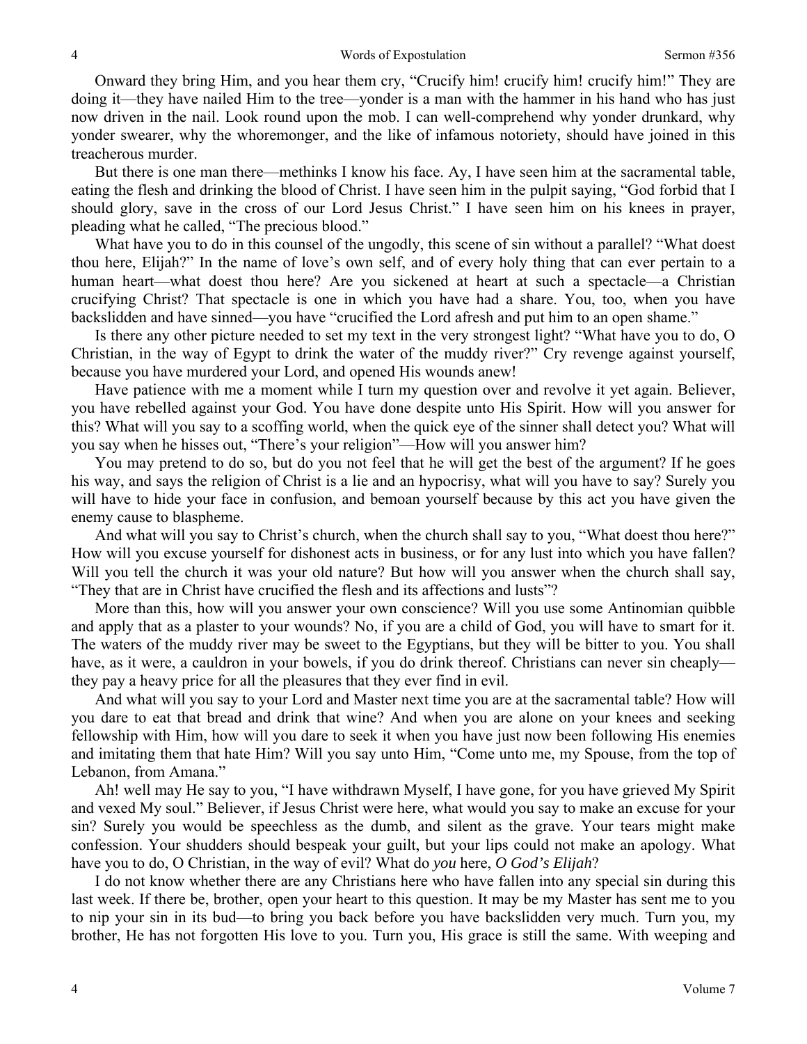Onward they bring Him, and you hear them cry, "Crucify him! crucify him! crucify him!" They are doing it—they have nailed Him to the tree—yonder is a man with the hammer in his hand who has just now driven in the nail. Look round upon the mob. I can well-comprehend why yonder drunkard, why yonder swearer, why the whoremonger, and the like of infamous notoriety, should have joined in this treacherous murder.

But there is one man there—methinks I know his face. Ay, I have seen him at the sacramental table, eating the flesh and drinking the blood of Christ. I have seen him in the pulpit saying, "God forbid that I should glory, save in the cross of our Lord Jesus Christ." I have seen him on his knees in prayer, pleading what he called, "The precious blood."

What have you to do in this counsel of the ungodly, this scene of sin without a parallel? "What doest thou here, Elijah?" In the name of love's own self, and of every holy thing that can ever pertain to a human heart—what doest thou here? Are you sickened at heart at such a spectacle—a Christian crucifying Christ? That spectacle is one in which you have had a share. You, too, when you have backslidden and have sinned—you have "crucified the Lord afresh and put him to an open shame."

Is there any other picture needed to set my text in the very strongest light? "What have you to do, O Christian, in the way of Egypt to drink the water of the muddy river?" Cry revenge against yourself, because you have murdered your Lord, and opened His wounds anew!

Have patience with me a moment while I turn my question over and revolve it yet again. Believer, you have rebelled against your God. You have done despite unto His Spirit. How will you answer for this? What will you say to a scoffing world, when the quick eye of the sinner shall detect you? What will you say when he hisses out, "There's your religion"—How will you answer him?

You may pretend to do so, but do you not feel that he will get the best of the argument? If he goes his way, and says the religion of Christ is a lie and an hypocrisy, what will you have to say? Surely you will have to hide your face in confusion, and bemoan yourself because by this act you have given the enemy cause to blaspheme.

And what will you say to Christ's church, when the church shall say to you, "What doest thou here?" How will you excuse yourself for dishonest acts in business, or for any lust into which you have fallen? Will you tell the church it was your old nature? But how will you answer when the church shall say, "They that are in Christ have crucified the flesh and its affections and lusts"?

More than this, how will you answer your own conscience? Will you use some Antinomian quibble and apply that as a plaster to your wounds? No, if you are a child of God, you will have to smart for it. The waters of the muddy river may be sweet to the Egyptians, but they will be bitter to you. You shall have, as it were, a cauldron in your bowels, if you do drink thereof. Christians can never sin cheaply—they pay a heavy price for all the pleasures that they ever find in evil.

And what will you say to your Lord and Master next time you are at the sacramental table? How will you dare to eat that bread and drink that wine? And when you are alone on your knees and seeking fellowship with Him, how will you dare to seek it when you have just now been following His enemies and imitating them that hate Him? Will you say unto Him, "Come unto me, my Spouse, from the top of Lebanon, from Amana."

Ah! well may He say to you, "I have withdrawn Myself, I have gone, for you have grieved My Spirit and vexed My soul." Believer, if Jesus Christ were here, what would you say to make an excuse for your sin? Surely you would be speechless as the dumb, and silent as the grave. Your tears might make confession. Your shudders should bespeak your guilt, but your lips could not make an apology. What have you to do, O Christian, in the way of evil? What do *you* here, *O God's Elijah*?

I do not know whether there are any Christians here who have fallen into any special sin during this last week. If there be, brother, open your heart to this question. It may be my Master has sent me to you to nip your sin in its bud—to bring you back before you have backslidden very much. Turn you, my brother, He has not forgotten His love to you. Turn you, His grace is still the same. With weeping and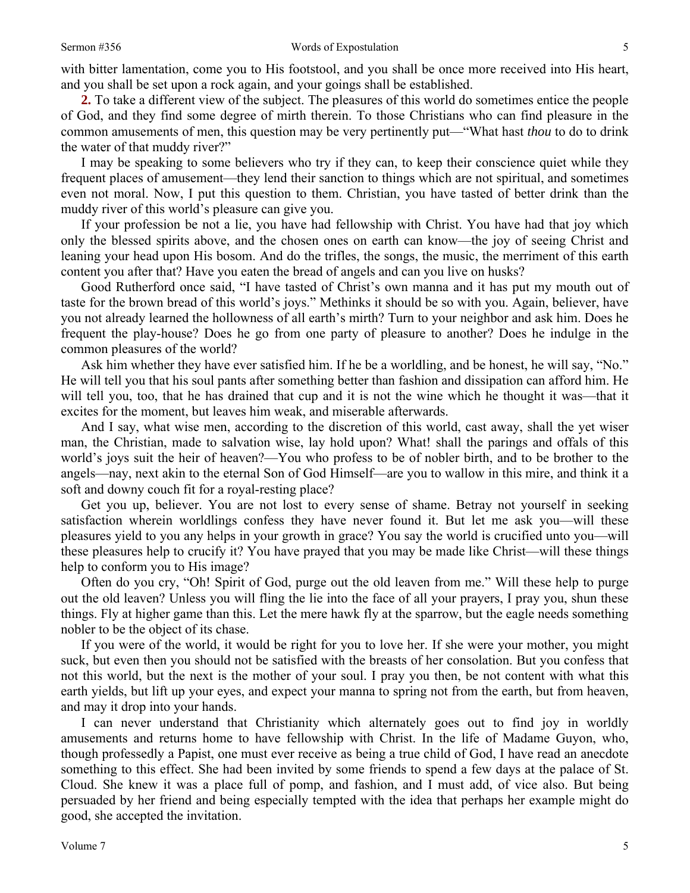with bitter lamentation, come you to His footstool, and you shall be once more received into His heart, and you shall be set upon a rock again, and your goings shall be established.

**2.** To take a different view of the subject. The pleasures of this world do sometimes entice the people of God, and they find some degree of mirth therein. To those Christians who can find pleasure in the common amusements of men, this question may be very pertinently put—"What hast *thou* to do to drink the water of that muddy river?"

I may be speaking to some believers who try if they can, to keep their conscience quiet while they frequent places of amusement—they lend their sanction to things which are not spiritual, and sometimes even not moral. Now, I put this question to them. Christian, you have tasted of better drink than the muddy river of this world's pleasure can give you.

If your profession be not a lie, you have had fellowship with Christ. You have had that joy which only the blessed spirits above, and the chosen ones on earth can know—the joy of seeing Christ and leaning your head upon His bosom. And do the trifles, the songs, the music, the merriment of this earth content you after that? Have you eaten the bread of angels and can you live on husks?

Good Rutherford once said, "I have tasted of Christ's own manna and it has put my mouth out of taste for the brown bread of this world's joys." Methinks it should be so with you. Again, believer, have you not already learned the hollowness of all earth's mirth? Turn to your neighbor and ask him. Does he frequent the play-house? Does he go from one party of pleasure to another? Does he indulge in the common pleasures of the world?

Ask him whether they have ever satisfied him. If he be a worldling, and be honest, he will say, "No." He will tell you that his soul pants after something better than fashion and dissipation can afford him. He will tell you, too, that he has drained that cup and it is not the wine which he thought it was—that it excites for the moment, but leaves him weak, and miserable afterwards.

And I say, what wise men, according to the discretion of this world, cast away, shall the yet wiser man, the Christian, made to salvation wise, lay hold upon? What! shall the parings and offals of this world's joys suit the heir of heaven?—You who profess to be of nobler birth, and to be brother to the angels—nay, next akin to the eternal Son of God Himself—are you to wallow in this mire, and think it a soft and downy couch fit for a royal-resting place?

Get you up, believer. You are not lost to every sense of shame. Betray not yourself in seeking satisfaction wherein worldlings confess they have never found it. But let me ask you—will these pleasures yield to you any helps in your growth in grace? You say the world is crucified unto you—will these pleasures help to crucify it? You have prayed that you may be made like Christ—will these things help to conform you to His image?

Often do you cry, "Oh! Spirit of God, purge out the old leaven from me." Will these help to purge out the old leaven? Unless you will fling the lie into the face of all your prayers, I pray you, shun these things. Fly at higher game than this. Let the mere hawk fly at the sparrow, but the eagle needs something nobler to be the object of its chase.

If you were of the world, it would be right for you to love her. If she were your mother, you might suck, but even then you should not be satisfied with the breasts of her consolation. But you confess that not this world, but the next is the mother of your soul. I pray you then, be not content with what this earth yields, but lift up your eyes, and expect your manna to spring not from the earth, but from heaven, and may it drop into your hands.

I can never understand that Christianity which alternately goes out to find joy in worldly amusements and returns home to have fellowship with Christ. In the life of Madame Guyon, who, though professedly a Papist, one must ever receive as being a true child of God, I have read an anecdote something to this effect. She had been invited by some friends to spend a few days at the palace of St. Cloud. She knew it was a place full of pomp, and fashion, and I must add, of vice also. But being persuaded by her friend and being especially tempted with the idea that perhaps her example might do good, she accepted the invitation.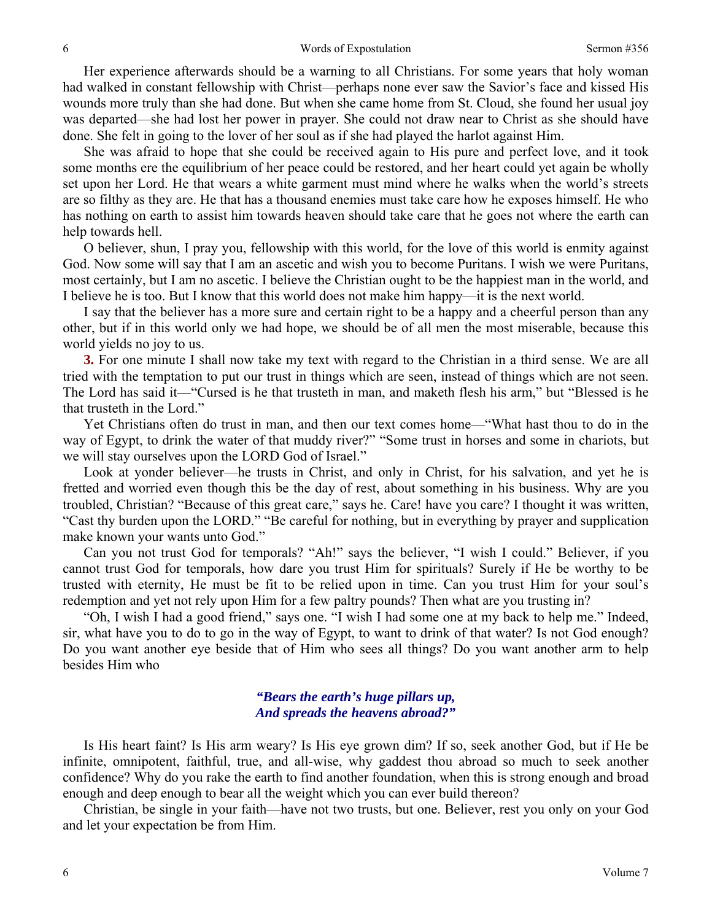Her experience afterwards should be a warning to all Christians. For some years that holy woman had walked in constant fellowship with Christ—perhaps none ever saw the Savior's face and kissed His wounds more truly than she had done. But when she came home from St. Cloud, she found her usual joy was departed—she had lost her power in prayer. She could not draw near to Christ as she should have done. She felt in going to the lover of her soul as if she had played the harlot against Him.

She was afraid to hope that she could be received again to His pure and perfect love, and it took some months ere the equilibrium of her peace could be restored, and her heart could yet again be wholly set upon her Lord. He that wears a white garment must mind where he walks when the world's streets are so filthy as they are. He that has a thousand enemies must take care how he exposes himself. He who has nothing on earth to assist him towards heaven should take care that he goes not where the earth can help towards hell.

O believer, shun, I pray you, fellowship with this world, for the love of this world is enmity against God. Now some will say that I am an ascetic and wish you to become Puritans. I wish we were Puritans, most certainly, but I am no ascetic. I believe the Christian ought to be the happiest man in the world, and I believe he is too. But I know that this world does not make him happy—it is the next world.

I say that the believer has a more sure and certain right to be a happy and a cheerful person than any other, but if in this world only we had hope, we should be of all men the most miserable, because this world yields no joy to us.

**3.** For one minute I shall now take my text with regard to the Christian in a third sense. We are all tried with the temptation to put our trust in things which are seen, instead of things which are not seen. The Lord has said it—"Cursed is he that trusteth in man, and maketh flesh his arm," but "Blessed is he that trusteth in the Lord."

Yet Christians often do trust in man, and then our text comes home—"What hast thou to do in the way of Egypt, to drink the water of that muddy river?" "Some trust in horses and some in chariots, but we will stay ourselves upon the LORD God of Israel."

Look at yonder believer—he trusts in Christ, and only in Christ, for his salvation, and yet he is fretted and worried even though this be the day of rest, about something in his business. Why are you troubled, Christian? "Because of this great care," says he. Care! have you care? I thought it was written, "Cast thy burden upon the LORD." "Be careful for nothing, but in everything by prayer and supplication make known your wants unto God."

Can you not trust God for temporals? "Ah!" says the believer, "I wish I could." Believer, if you cannot trust God for temporals, how dare you trust Him for spirituals? Surely if He be worthy to be trusted with eternity, He must be fit to be relied upon in time. Can you trust Him for your soul's redemption and yet not rely upon Him for a few paltry pounds? Then what are you trusting in?

"Oh, I wish I had a good friend," says one. "I wish I had some one at my back to help me." Indeed, sir, what have you to do to go in the way of Egypt, to want to drink of that water? Is not God enough? Do you want another eye beside that of Him who sees all things? Do you want another arm to help besides Him who

*"Bears the earth's huge pillars up,*
*And spreads the heavens abroad?"*

Is His heart faint? Is His arm weary? Is His eye grown dim? If so, seek another God, but if He be infinite, omnipotent, faithful, true, and all-wise, why gaddest thou abroad so much to seek another confidence? Why do you rake the earth to find another foundation, when this is strong enough and broad enough and deep enough to bear all the weight which you can ever build thereon?

Christian, be single in your faith—have not two trusts, but one. Believer, rest you only on your God and let your expectation be from Him.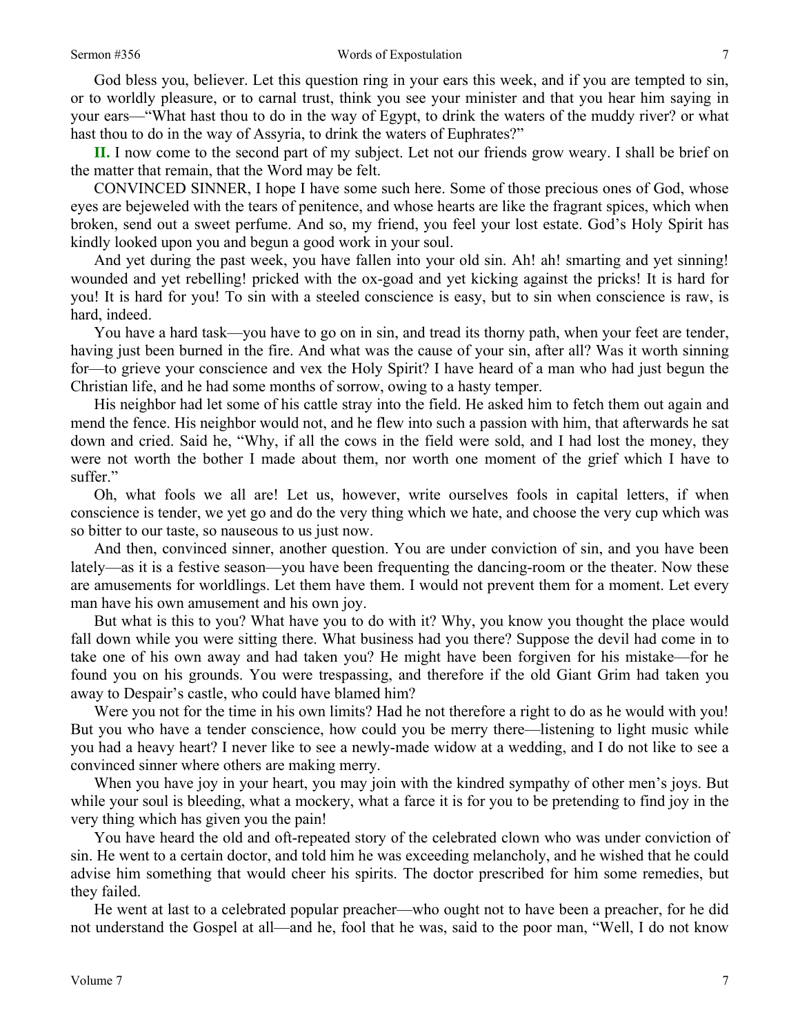God bless you, believer. Let this question ring in your ears this week, and if you are tempted to sin, or to worldly pleasure, or to carnal trust, think you see your minister and that you hear him saying in your ears—"What hast thou to do in the way of Egypt, to drink the waters of the muddy river? or what hast thou to do in the way of Assyria, to drink the waters of Euphrates?"

**II.** I now come to the second part of my subject. Let not our friends grow weary. I shall be brief on the matter that remain, that the Word may be felt.

CONVINCED SINNER, I hope I have some such here. Some of those precious ones of God, whose eyes are bejeweled with the tears of penitence, and whose hearts are like the fragrant spices, which when broken, send out a sweet perfume. And so, my friend, you feel your lost estate. God's Holy Spirit has kindly looked upon you and begun a good work in your soul.

And yet during the past week, you have fallen into your old sin. Ah! ah! smarting and yet sinning! wounded and yet rebelling! pricked with the ox-goad and yet kicking against the pricks! It is hard for you! It is hard for you! To sin with a steeled conscience is easy, but to sin when conscience is raw, is hard, indeed.

You have a hard task—you have to go on in sin, and tread its thorny path, when your feet are tender, having just been burned in the fire. And what was the cause of your sin, after all? Was it worth sinning for—to grieve your conscience and vex the Holy Spirit? I have heard of a man who had just begun the Christian life, and he had some months of sorrow, owing to a hasty temper.

His neighbor had let some of his cattle stray into the field. He asked him to fetch them out again and mend the fence. His neighbor would not, and he flew into such a passion with him, that afterwards he sat down and cried. Said he, "Why, if all the cows in the field were sold, and I had lost the money, they were not worth the bother I made about them, nor worth one moment of the grief which I have to suffer."

Oh, what fools we all are! Let us, however, write ourselves fools in capital letters, if when conscience is tender, we yet go and do the very thing which we hate, and choose the very cup which was so bitter to our taste, so nauseous to us just now.

And then, convinced sinner, another question. You are under conviction of sin, and you have been lately—as it is a festive season—you have been frequenting the dancing-room or the theater. Now these are amusements for worldlings. Let them have them. I would not prevent them for a moment. Let every man have his own amusement and his own joy.

But what is this to you? What have you to do with it? Why, you know you thought the place would fall down while you were sitting there. What business had you there? Suppose the devil had come in to take one of his own away and had taken you? He might have been forgiven for his mistake—for he found you on his grounds. You were trespassing, and therefore if the old Giant Grim had taken you away to Despair's castle, who could have blamed him?

Were you not for the time in his own limits? Had he not therefore a right to do as he would with you! But you who have a tender conscience, how could you be merry there—listening to light music while you had a heavy heart? I never like to see a newly-made widow at a wedding, and I do not like to see a convinced sinner where others are making merry.

When you have joy in your heart, you may join with the kindred sympathy of other men's joys. But while your soul is bleeding, what a mockery, what a farce it is for you to be pretending to find joy in the very thing which has given you the pain!

You have heard the old and oft-repeated story of the celebrated clown who was under conviction of sin. He went to a certain doctor, and told him he was exceeding melancholy, and he wished that he could advise him something that would cheer his spirits. The doctor prescribed for him some remedies, but they failed.

He went at last to a celebrated popular preacher—who ought not to have been a preacher, for he did not understand the Gospel at all—and he, fool that he was, said to the poor man, "Well, I do not know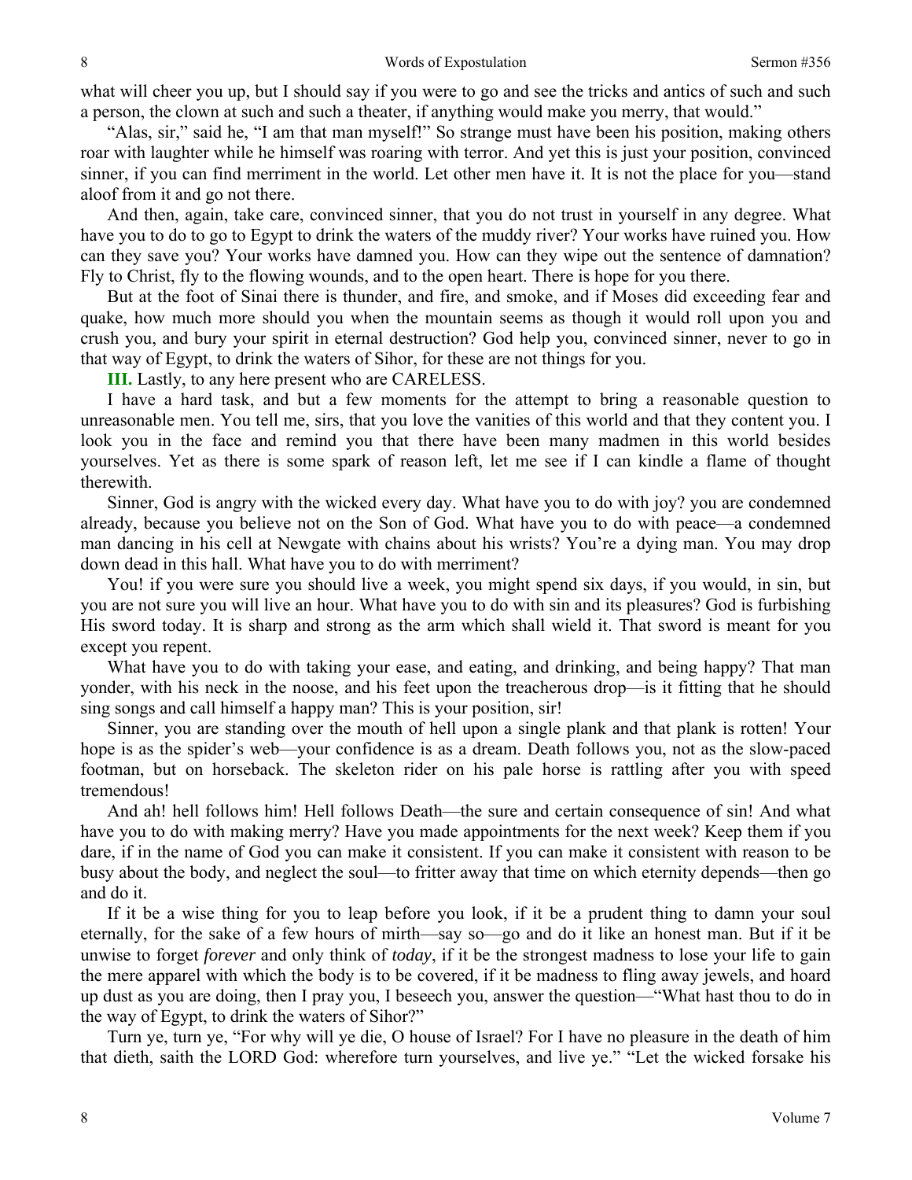what will cheer you up, but I should say if you were to go and see the tricks and antics of such and such a person, the clown at such and such a theater, if anything would make you merry, that would."

"Alas, sir," said he, "I am that man myself!" So strange must have been his position, making others roar with laughter while he himself was roaring with terror. And yet this is just your position, convinced sinner, if you can find merriment in the world. Let other men have it. It is not the place for you—stand aloof from it and go not there.

And then, again, take care, convinced sinner, that you do not trust in yourself in any degree. What have you to do to go to Egypt to drink the waters of the muddy river? Your works have ruined you. How can they save you? Your works have damned you. How can they wipe out the sentence of damnation? Fly to Christ, fly to the flowing wounds, and to the open heart. There is hope for you there.

But at the foot of Sinai there is thunder, and fire, and smoke, and if Moses did exceeding fear and quake, how much more should you when the mountain seems as though it would roll upon you and crush you, and bury your spirit in eternal destruction? God help you, convinced sinner, never to go in that way of Egypt, to drink the waters of Sihor, for these are not things for you.

**III.** Lastly, to any here present who are CARELESS.

I have a hard task, and but a few moments for the attempt to bring a reasonable question to unreasonable men. You tell me, sirs, that you love the vanities of this world and that they content you. I look you in the face and remind you that there have been many madmen in this world besides yourselves. Yet as there is some spark of reason left, let me see if I can kindle a flame of thought therewith.

Sinner, God is angry with the wicked every day. What have you to do with joy? you are condemned already, because you believe not on the Son of God. What have you to do with peace—a condemned man dancing in his cell at Newgate with chains about his wrists? You're a dying man. You may drop down dead in this hall. What have you to do with merriment?

You! if you were sure you should live a week, you might spend six days, if you would, in sin, but you are not sure you will live an hour. What have you to do with sin and its pleasures? God is furbishing His sword today. It is sharp and strong as the arm which shall wield it. That sword is meant for you except you repent.

What have you to do with taking your ease, and eating, and drinking, and being happy? That man yonder, with his neck in the noose, and his feet upon the treacherous drop—is it fitting that he should sing songs and call himself a happy man? This is your position, sir!

Sinner, you are standing over the mouth of hell upon a single plank and that plank is rotten! Your hope is as the spider's web—your confidence is as a dream. Death follows you, not as the slow-paced footman, but on horseback. The skeleton rider on his pale horse is rattling after you with speed tremendous!

And ah! hell follows him! Hell follows Death—the sure and certain consequence of sin! And what have you to do with making merry? Have you made appointments for the next week? Keep them if you dare, if in the name of God you can make it consistent. If you can make it consistent with reason to be busy about the body, and neglect the soul—to fritter away that time on which eternity depends—then go and do it.

If it be a wise thing for you to leap before you look, if it be a prudent thing to damn your soul eternally, for the sake of a few hours of mirth—say so—go and do it like an honest man. But if it be unwise to forget *forever* and only think of *today*, if it be the strongest madness to lose your life to gain the mere apparel with which the body is to be covered, if it be madness to fling away jewels, and hoard up dust as you are doing, then I pray you, I beseech you, answer the question—"What hast thou to do in the way of Egypt, to drink the waters of Sihor?"

Turn ye, turn ye, "For why will ye die, O house of Israel? For I have no pleasure in the death of him that dieth, saith the LORD God: wherefore turn yourselves, and live ye." "Let the wicked forsake his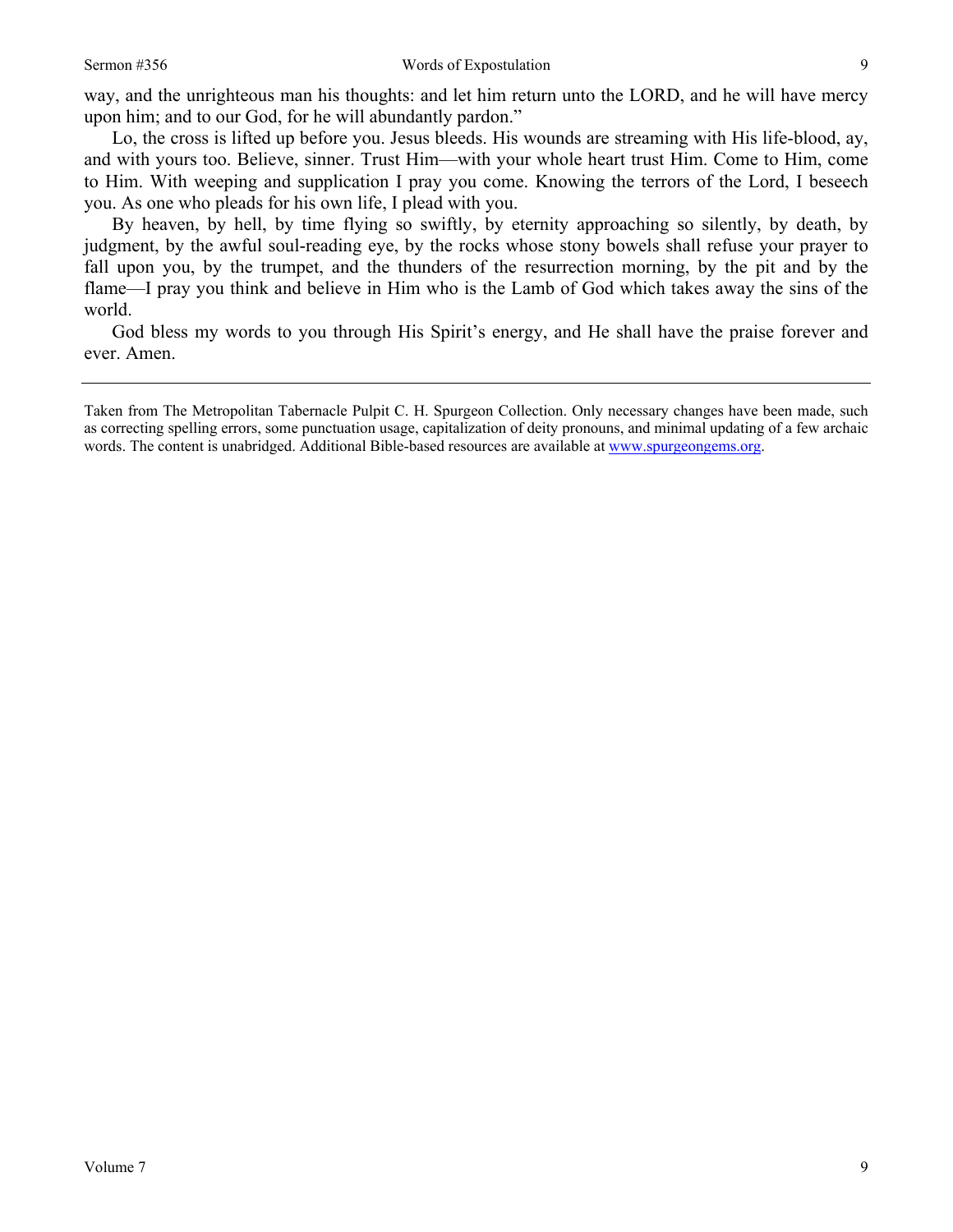way, and the unrighteous man his thoughts: and let him return unto the LORD, and he will have mercy upon him; and to our God, for he will abundantly pardon."

Lo, the cross is lifted up before you. Jesus bleeds. His wounds are streaming with His life-blood, ay, and with yours too. Believe, sinner. Trust Him—with your whole heart trust Him. Come to Him, come to Him. With weeping and supplication I pray you come. Knowing the terrors of the Lord, I beseech you. As one who pleads for his own life, I plead with you.

By heaven, by hell, by time flying so swiftly, by eternity approaching so silently, by death, by judgment, by the awful soul-reading eye, by the rocks whose stony bowels shall refuse your prayer to fall upon you, by the trumpet, and the thunders of the resurrection morning, by the pit and by the flame—I pray you think and believe in Him who is the Lamb of God which takes away the sins of the world.

God bless my words to you through His Spirit's energy, and He shall have the praise forever and ever. Amen.

---

Taken from The Metropolitan Tabernacle Pulpit C. H. Spurgeon Collection. Only necessary changes have been made, such as correcting spelling errors, some punctuation usage, capitalization of deity pronouns, and minimal updating of a few archaic words. The content is unabridged. Additional Bible-based resources are available at www.spurgeongems.org.